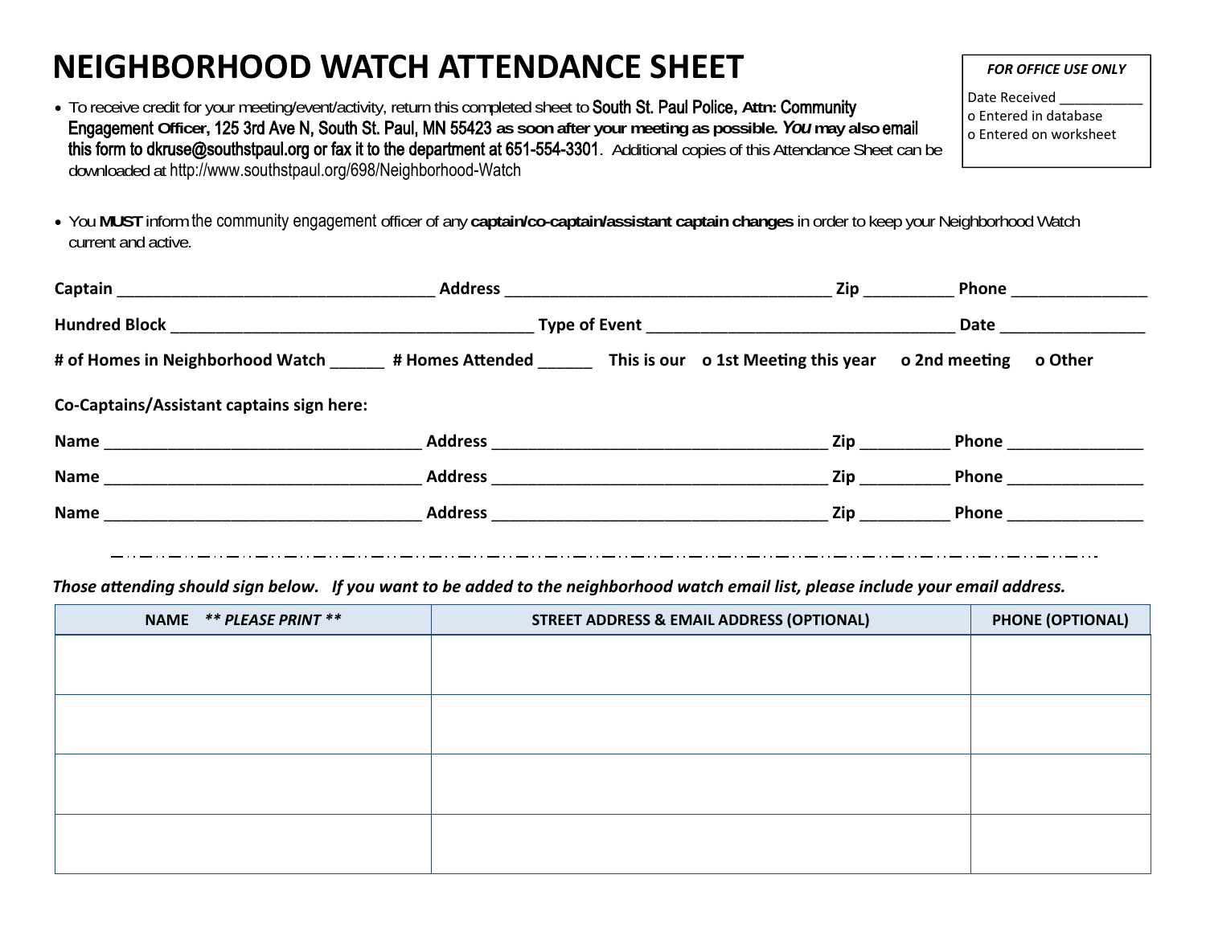# NEIGHBORHOOD WATCH ATTENDANCE SHEET

*FOR OFFICE USE ONLY*

Date Received ___________
o Entered in database
o Entered on worksheet

- To receive credit for your meeting/event/activity, return this completed sheet to **South St. Paul Police, Attn: Community Engagement Officer, 125 3rd Ave N, South St. Paul, MN 55423 as soon after your meeting as possible. *You* may also email this form to dkruse@southstpaul.org or fax it to the department at 651-554-3301**. Additional copies of this Attendance Sheet can be downloaded at http://www.southstpaul.org/698/Neighborhood-Watch

- You **MUST** inform the community engagement officer of any **captain/co-captain/assistant captain changes** in order to keep your Neighborhood Watch current and active.

**Captain** _____________________________________ **Address** ______________________________________ **Zip** __________ **Phone** _______________

**Hundred Block** __________________________________________ **Type of Event** ___________________________________ **Date** ________________

**# of Homes in Neighborhood Watch** ______ **# Homes Attended** ______ **This is our o 1st Meeting this year o 2nd meeting o Other**

**Co-Captains/Assistant captains sign here:**

**Name** ____________________________________ **Address** _______________________________________ **Zip** __________ **Phone** _______________

**Name** ____________________________________ **Address** _______________________________________ **Zip** __________ **Phone** _______________

**Name** ____________________________________ **Address** _______________________________________ **Zip** __________ **Phone** _______________

---

***Those attending should sign below. If you want to be added to the neighborhood watch email list, please include your email address.***

| NAME ** *PLEASE PRINT* ** | STREET ADDRESS & EMAIL ADDRESS (OPTIONAL) | PHONE (OPTIONAL) |
|---|---|---|
| | | |
| | | |
| | | |
| | | |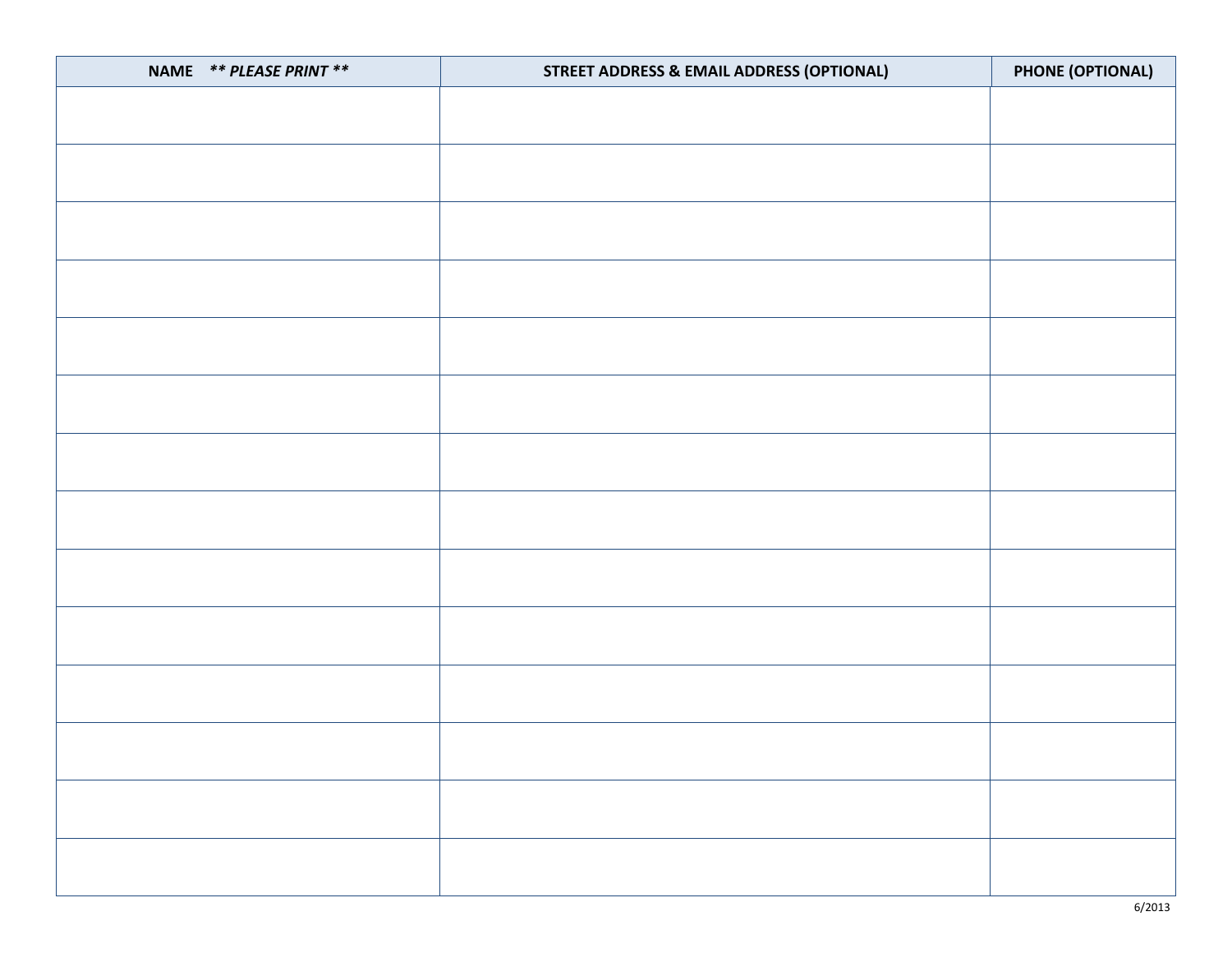| NAME ***\* PLEASE PRINT \**** | STREET ADDRESS & EMAIL ADDRESS (OPTIONAL) | PHONE (OPTIONAL) |
|---|---|---|
| | | |
| | | |
| | | |
| | | |
| | | |
| | | |
| | | |
| | | |
| | | |
| | | |
| | | |
| | | |
| | | |
| | | |

6/2013